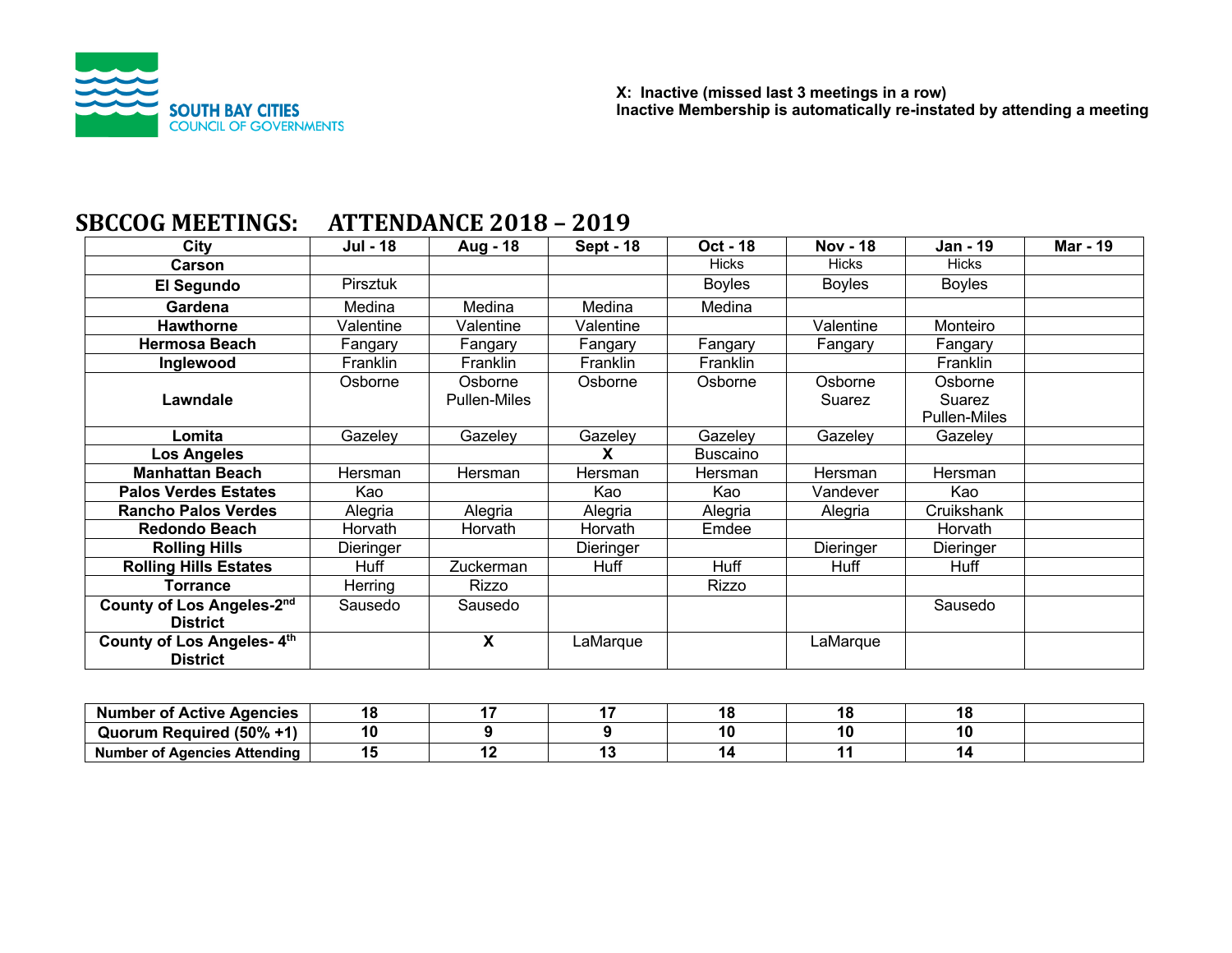SOUTH BAY CITIES COUNCIL OF GOVERNMENTS

**X: Inactive (missed last 3 meetings in a row)**
**Inactive Membership is automatically re-instated by attending a meeting**

# SBCCOG MEETINGS: ATTENDANCE 2018 – 2019

| City | Jul - 18 | Aug - 18 | Sept - 18 | Oct - 18 | Nov - 18 | Jan - 19 | Mar - 19 |
|---|---|---|---|---|---|---|---|
| **Carson** | | | | Hicks | Hicks | Hicks | |
| **El Segundo** | Pirsztuk | | | Boyles | Boyles | Boyles | |
| **Gardena** | Medina | Medina | Medina | Medina | | | |
| **Hawthorne** | Valentine | Valentine | Valentine | | Valentine | Monteiro | |
| **Hermosa Beach** | Fangary | Fangary | Fangary | Fangary | Fangary | Fangary | |
| **Inglewood** | Franklin | Franklin | Franklin | Franklin | | Franklin | |
| **Lawndale** | Osborne | Osborne Pullen-Miles | Osborne | Osborne | Osborne Suarez | Osborne Suarez Pullen-Miles | |
| **Lomita** | Gazeley | Gazeley | Gazeley | Gazeley | Gazeley | Gazeley | |
| **Los Angeles** | | | **X** | Buscaino | | | |
| **Manhattan Beach** | Hersman | Hersman | Hersman | Hersman | Hersman | Hersman | |
| **Palos Verdes Estates** | Kao | | Kao | Kao | Vandever | Kao | |
| **Rancho Palos Verdes** | Alegria | Alegria | Alegria | Alegria | Alegria | Cruikshank | |
| **Redondo Beach** | Horvath | Horvath | Horvath | Emdee | | Horvath | |
| **Rolling Hills** | Dieringer | | Dieringer | | Dieringer | Dieringer | |
| **Rolling Hills Estates** | Huff | Zuckerman | Huff | Huff | Huff | Huff | |
| **Torrance** | Herring | Rizzo | | Rizzo | | | |
| **County of Los Angeles-2nd District** | Sausedo | Sausedo | | | | Sausedo | |
| **County of Los Angeles- 4th District** | | **X** | LaMarque | | LaMarque | | |

| | | | | | | | |
|---|---|---|---|---|---|---|---|
| **Number of Active Agencies** | **18** | **17** | **17** | **18** | **18** | **18** | |
| **Quorum Required (50% +1)** | **10** | **9** | **9** | **10** | **10** | **10** | |
| **Number of Agencies Attending** | **15** | **12** | **13** | **14** | **11** | **14** | |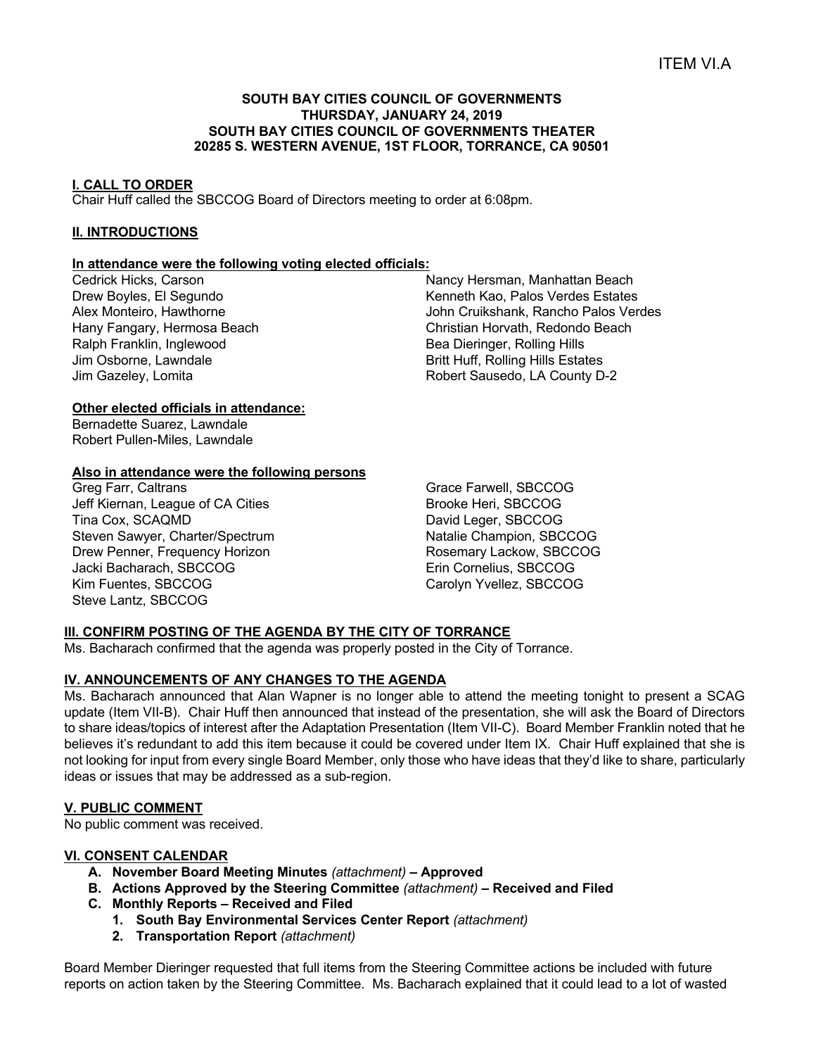ITEM VI.A

**SOUTH BAY CITIES COUNCIL OF GOVERNMENTS**
**THURSDAY, JANUARY 24, 2019**
**SOUTH BAY CITIES COUNCIL OF GOVERNMENTS THEATER**
**20285 S. WESTERN AVENUE, 1ST FLOOR, TORRANCE, CA 90501**

## I. CALL TO ORDER

Chair Huff called the SBCCOG Board of Directors meeting to order at 6:08pm.

## II. INTRODUCTIONS

### In attendance were the following voting elected officials:

Cedrick Hicks, Carson
Drew Boyles, El Segundo
Alex Monteiro, Hawthorne
Hany Fangary, Hermosa Beach
Ralph Franklin, Inglewood
Jim Osborne, Lawndale
Jim Gazeley, Lomita
Nancy Hersman, Manhattan Beach
Kenneth Kao, Palos Verdes Estates
John Cruikshank, Rancho Palos Verdes
Christian Horvath, Redondo Beach
Bea Dieringer, Rolling Hills
Britt Huff, Rolling Hills Estates
Robert Sausedo, LA County D-2

### Other elected officials in attendance:

Bernadette Suarez, Lawndale
Robert Pullen-Miles, Lawndale

### Also in attendance were the following persons

Greg Farr, Caltrans
Jeff Kiernan, League of CA Cities
Tina Cox, SCAQMD
Steven Sawyer, Charter/Spectrum
Drew Penner, Frequency Horizon
Jacki Bacharach, SBCCOG
Kim Fuentes, SBCCOG
Steve Lantz, SBCCOG
Grace Farwell, SBCCOG
Brooke Heri, SBCCOG
David Leger, SBCCOG
Natalie Champion, SBCCOG
Rosemary Lackow, SBCCOG
Erin Cornelius, SBCCOG
Carolyn Yvellez, SBCCOG

## III. CONFIRM POSTING OF THE AGENDA BY THE CITY OF TORRANCE

Ms. Bacharach confirmed that the agenda was properly posted in the City of Torrance.

## IV. ANNOUNCEMENTS OF ANY CHANGES TO THE AGENDA

Ms. Bacharach announced that Alan Wapner is no longer able to attend the meeting tonight to present a SCAG update (Item VII-B). Chair Huff then announced that instead of the presentation, she will ask the Board of Directors to share ideas/topics of interest after the Adaptation Presentation (Item VII-C). Board Member Franklin noted that he believes it's redundant to add this item because it could be covered under Item IX. Chair Huff explained that she is not looking for input from every single Board Member, only those who have ideas that they'd like to share, particularly ideas or issues that may be addressed as a sub-region.

## V. PUBLIC COMMENT

No public comment was received.

## VI. CONSENT CALENDAR

A. **November Board Meeting Minutes** *(attachment)* **– Approved**
B. **Actions Approved by the Steering Committee** *(attachment)* **– Received and Filed**
C. **Monthly Reports – Received and Filed**
   1. **South Bay Environmental Services Center Report** *(attachment)*
   2. **Transportation Report** *(attachment)*

Board Member Dieringer requested that full items from the Steering Committee actions be included with future reports on action taken by the Steering Committee. Ms. Bacharach explained that it could lead to a lot of wasted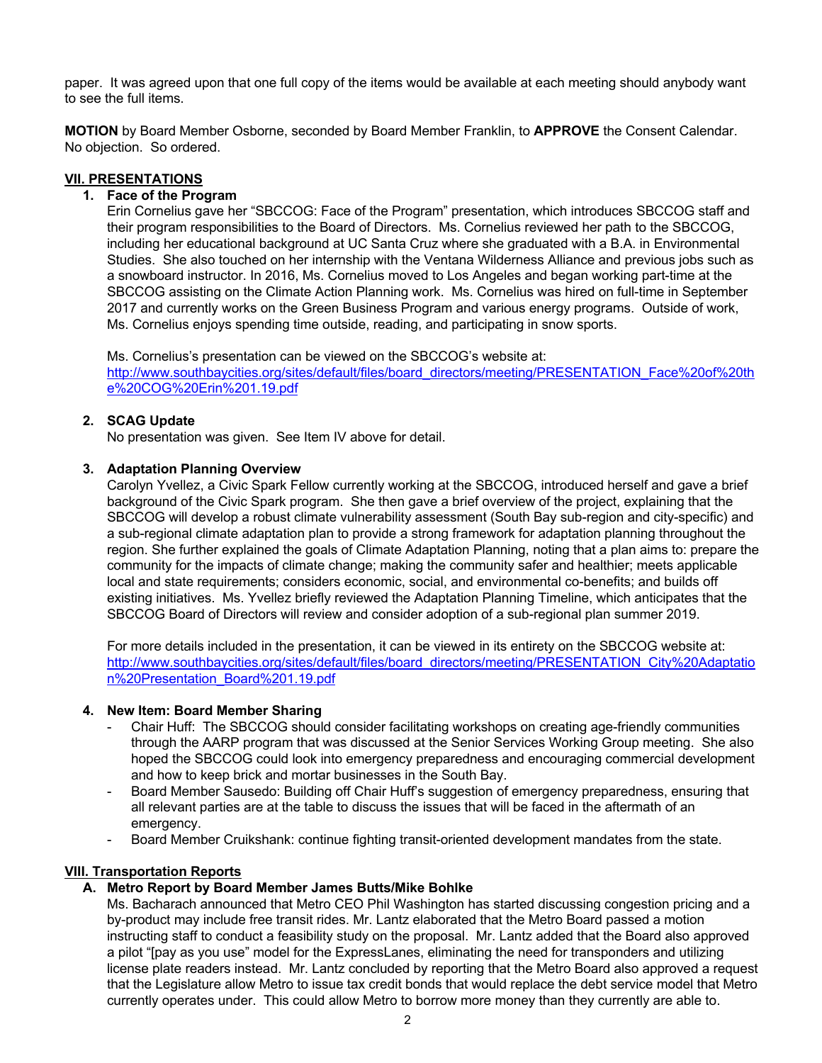paper. It was agreed upon that one full copy of the items would be available at each meeting should anybody want to see the full items.

**MOTION** by Board Member Osborne, seconded by Board Member Franklin, to **APPROVE** the Consent Calendar. No objection. So ordered.

## VII. PRESENTATIONS

### 1. Face of the Program

Erin Cornelius gave her "SBCCOG: Face of the Program" presentation, which introduces SBCCOG staff and their program responsibilities to the Board of Directors. Ms. Cornelius reviewed her path to the SBCCOG, including her educational background at UC Santa Cruz where she graduated with a B.A. in Environmental Studies. She also touched on her internship with the Ventana Wilderness Alliance and previous jobs such as a snowboard instructor. In 2016, Ms. Cornelius moved to Los Angeles and began working part-time at the SBCCOG assisting on the Climate Action Planning work. Ms. Cornelius was hired on full-time in September 2017 and currently works on the Green Business Program and various energy programs. Outside of work, Ms. Cornelius enjoys spending time outside, reading, and participating in snow sports.

Ms. Cornelius's presentation can be viewed on the SBCCOG's website at: http://www.southbaycities.org/sites/default/files/board_directors/meeting/PRESENTATION_Face%20of%20the%20COG%20Erin%201.19.pdf

### 2. SCAG Update

No presentation was given. See Item IV above for detail.

### 3. Adaptation Planning Overview

Carolyn Yvellez, a Civic Spark Fellow currently working at the SBCCOG, introduced herself and gave a brief background of the Civic Spark program. She then gave a brief overview of the project, explaining that the SBCCOG will develop a robust climate vulnerability assessment (South Bay sub-region and city-specific) and a sub-regional climate adaptation plan to provide a strong framework for adaptation planning throughout the region. She further explained the goals of Climate Adaptation Planning, noting that a plan aims to: prepare the community for the impacts of climate change; making the community safer and healthier; meets applicable local and state requirements; considers economic, social, and environmental co-benefits; and builds off existing initiatives. Ms. Yvellez briefly reviewed the Adaptation Planning Timeline, which anticipates that the SBCCOG Board of Directors will review and consider adoption of a sub-regional plan summer 2019.

For more details included in the presentation, it can be viewed in its entirety on the SBCCOG website at: http://www.southbaycities.org/sites/default/files/board_directors/meeting/PRESENTATION_City%20Adaptation%20Presentation_Board%201.19.pdf

### 4. New Item: Board Member Sharing

- Chair Huff: The SBCCOG should consider facilitating workshops on creating age-friendly communities through the AARP program that was discussed at the Senior Services Working Group meeting. She also hoped the SBCCOG could look into emergency preparedness and encouraging commercial development and how to keep brick and mortar businesses in the South Bay.
- Board Member Sausedo: Building off Chair Huff's suggestion of emergency preparedness, ensuring that all relevant parties are at the table to discuss the issues that will be faced in the aftermath of an emergency.
- Board Member Cruikshank: continue fighting transit-oriented development mandates from the state.

## VIII. Transportation Reports

### A. Metro Report by Board Member James Butts/Mike Bohlke

Ms. Bacharach announced that Metro CEO Phil Washington has started discussing congestion pricing and a by-product may include free transit rides. Mr. Lantz elaborated that the Metro Board passed a motion instructing staff to conduct a feasibility study on the proposal. Mr. Lantz added that the Board also approved a pilot "[pay as you use" model for the ExpressLanes, eliminating the need for transponders and utilizing license plate readers instead. Mr. Lantz concluded by reporting that the Metro Board also approved a request that the Legislature allow Metro to issue tax credit bonds that would replace the debt service model that Metro currently operates under. This could allow Metro to borrow more money than they currently are able to.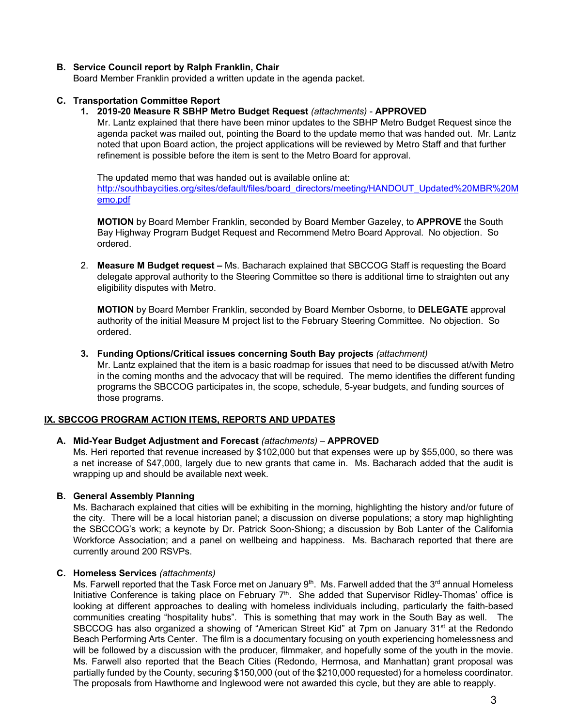### B. Service Council report by Ralph Franklin, Chair

Board Member Franklin provided a written update in the agenda packet.

### C. Transportation Committee Report

1. **2019-20 Measure R SBHP Metro Budget Request** *(attachments)* - **APPROVED**

   Mr. Lantz explained that there have been minor updates to the SBHP Metro Budget Request since the agenda packet was mailed out, pointing the Board to the update memo that was handed out. Mr. Lantz noted that upon Board action, the project applications will be reviewed by Metro Staff and that further refinement is possible before the item is sent to the Metro Board for approval.

   The updated memo that was handed out is available online at: http://southbaycities.org/sites/default/files/board_directors/meeting/HANDOUT_Updated%20MBR%20Memo.pdf

   **MOTION** by Board Member Franklin, seconded by Board Member Gazeley, to **APPROVE** the South Bay Highway Program Budget Request and Recommend Metro Board Approval. No objection. So ordered.

2. **Measure M Budget request –** Ms. Bacharach explained that SBCCOG Staff is requesting the Board delegate approval authority to the Steering Committee so there is additional time to straighten out any eligibility disputes with Metro.

   **MOTION** by Board Member Franklin, seconded by Board Member Osborne, to **DELEGATE** approval authority of the initial Measure M project list to the February Steering Committee. No objection. So ordered.

3. **Funding Options/Critical issues concerning South Bay projects** *(attachment)*

   Mr. Lantz explained that the item is a basic roadmap for issues that need to be discussed at/with Metro in the coming months and the advocacy that will be required. The memo identifies the different funding programs the SBCCOG participates in, the scope, schedule, 5-year budgets, and funding sources of those programs.

## IX. SBCCOG PROGRAM ACTION ITEMS, REPORTS AND UPDATES

### A. Mid-Year Budget Adjustment and Forecast *(attachments)* – APPROVED

Ms. Heri reported that revenue increased by $102,000 but that expenses were up by $55,000, so there was a net increase of $47,000, largely due to new grants that came in. Ms. Bacharach added that the audit is wrapping up and should be available next week.

### B. General Assembly Planning

Ms. Bacharach explained that cities will be exhibiting in the morning, highlighting the history and/or future of the city. There will be a local historian panel; a discussion on diverse populations; a story map highlighting the SBCCOG's work; a keynote by Dr. Patrick Soon-Shiong; a discussion by Bob Lanter of the California Workforce Association; and a panel on wellbeing and happiness. Ms. Bacharach reported that there are currently around 200 RSVPs.

### C. Homeless Services *(attachments)*

Ms. Farwell reported that the Task Force met on January 9th. Ms. Farwell added that the 3rd annual Homeless Initiative Conference is taking place on February 7th. She added that Supervisor Ridley-Thomas' office is looking at different approaches to dealing with homeless individuals including, particularly the faith-based communities creating "hospitality hubs". This is something that may work in the South Bay as well. The SBCCOG has also organized a showing of "American Street Kid" at 7pm on January 31st at the Redondo Beach Performing Arts Center. The film is a documentary focusing on youth experiencing homelessness and will be followed by a discussion with the producer, filmmaker, and hopefully some of the youth in the movie. Ms. Farwell also reported that the Beach Cities (Redondo, Hermosa, and Manhattan) grant proposal was partially funded by the County, securing $150,000 (out of the $210,000 requested) for a homeless coordinator. The proposals from Hawthorne and Inglewood were not awarded this cycle, but they are able to reapply.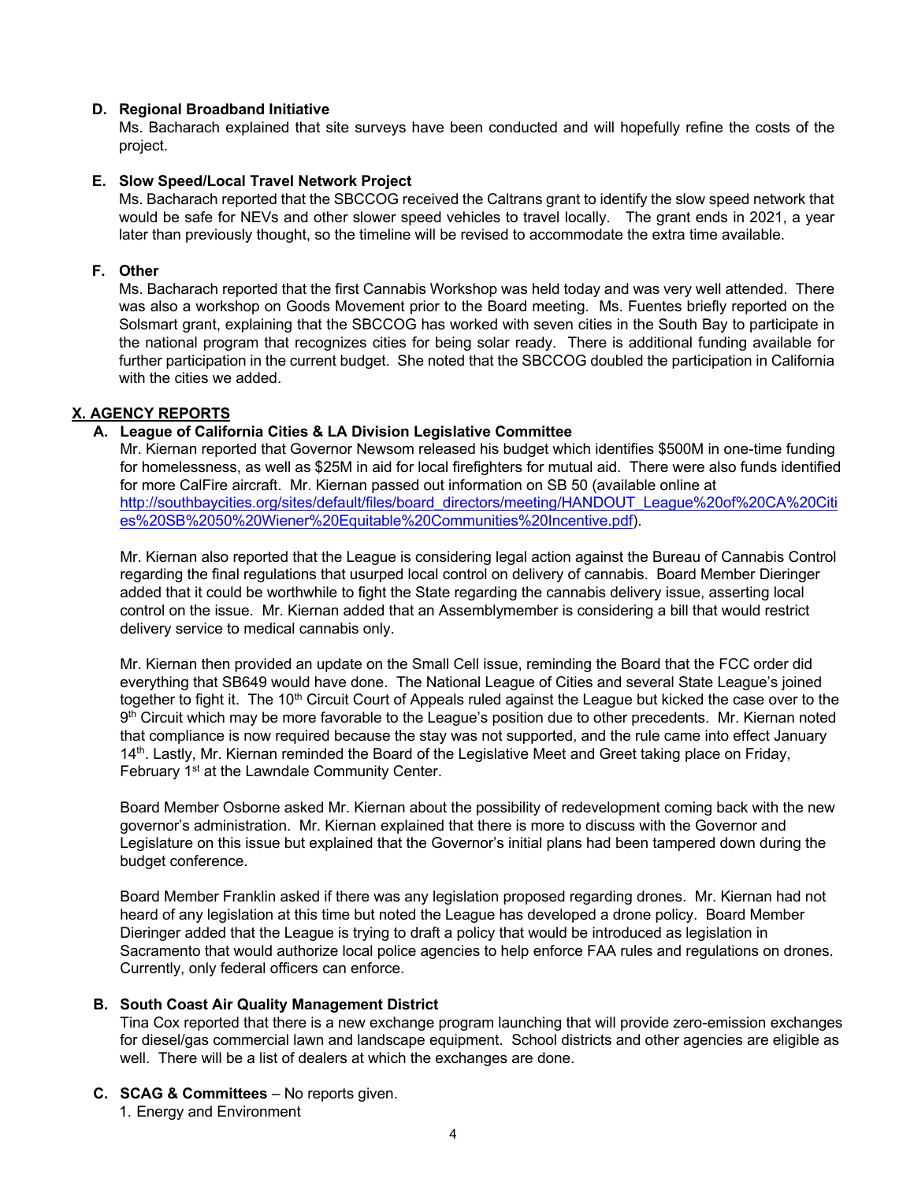**D. Regional Broadband Initiative**

Ms. Bacharach explained that site surveys have been conducted and will hopefully refine the costs of the project.

**E. Slow Speed/Local Travel Network Project**

Ms. Bacharach reported that the SBCCOG received the Caltrans grant to identify the slow speed network that would be safe for NEVs and other slower speed vehicles to travel locally. The grant ends in 2021, a year later than previously thought, so the timeline will be revised to accommodate the extra time available.

**F. Other**

Ms. Bacharach reported that the first Cannabis Workshop was held today and was very well attended. There was also a workshop on Goods Movement prior to the Board meeting. Ms. Fuentes briefly reported on the Solsmart grant, explaining that the SBCCOG has worked with seven cities in the South Bay to participate in the national program that recognizes cities for being solar ready. There is additional funding available for further participation in the current budget. She noted that the SBCCOG doubled the participation in California with the cities we added.

## X. AGENCY REPORTS

**A. League of California Cities & LA Division Legislative Committee**

Mr. Kiernan reported that Governor Newsom released his budget which identifies $500M in one-time funding for homelessness, as well as $25M in aid for local firefighters for mutual aid. There were also funds identified for more CalFire aircraft. Mr. Kiernan passed out information on SB 50 (available online at http://southbaycities.org/sites/default/files/board_directors/meeting/HANDOUT_League%20of%20CA%20Cities%20SB%2050%20Wiener%20Equitable%20Communities%20Incentive.pdf).

Mr. Kiernan also reported that the League is considering legal action against the Bureau of Cannabis Control regarding the final regulations that usurped local control on delivery of cannabis. Board Member Dieringer added that it could be worthwhile to fight the State regarding the cannabis delivery issue, asserting local control on the issue. Mr. Kiernan added that an Assemblymember is considering a bill that would restrict delivery service to medical cannabis only.

Mr. Kiernan then provided an update on the Small Cell issue, reminding the Board that the FCC order did everything that SB649 would have done. The National League of Cities and several State League's joined together to fight it. The 10th Circuit Court of Appeals ruled against the League but kicked the case over to the 9th Circuit which may be more favorable to the League's position due to other precedents. Mr. Kiernan noted that compliance is now required because the stay was not supported, and the rule came into effect January 14th. Lastly, Mr. Kiernan reminded the Board of the Legislative Meet and Greet taking place on Friday, February 1st at the Lawndale Community Center.

Board Member Osborne asked Mr. Kiernan about the possibility of redevelopment coming back with the new governor's administration. Mr. Kiernan explained that there is more to discuss with the Governor and Legislature on this issue but explained that the Governor's initial plans had been tampered down during the budget conference.

Board Member Franklin asked if there was any legislation proposed regarding drones. Mr. Kiernan had not heard of any legislation at this time but noted the League has developed a drone policy. Board Member Dieringer added that the League is trying to draft a policy that would be introduced as legislation in Sacramento that would authorize local police agencies to help enforce FAA rules and regulations on drones. Currently, only federal officers can enforce.

**B. South Coast Air Quality Management District**

Tina Cox reported that there is a new exchange program launching that will provide zero-emission exchanges for diesel/gas commercial lawn and landscape equipment. School districts and other agencies are eligible as well. There will be a list of dealers at which the exchanges are done.

**C. SCAG & Committees** – No reports given.

1. Energy and Environment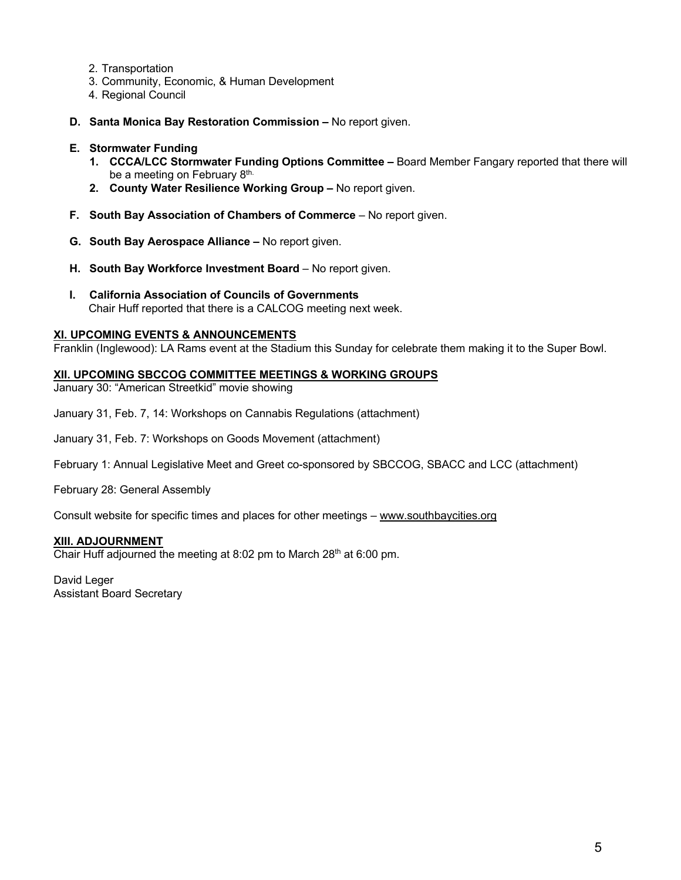2. Transportation
3. Community, Economic, & Human Development
4. Regional Council

**D. Santa Monica Bay Restoration Commission –** No report given.

**E. Stormwater Funding**

1. **CCCA/LCC Stormwater Funding Options Committee –** Board Member Fangary reported that there will be a meeting on February 8th.
2. **County Water Resilience Working Group –** No report given.

**F. South Bay Association of Chambers of Commerce** – No report given.

**G. South Bay Aerospace Alliance –** No report given.

**H. South Bay Workforce Investment Board** – No report given.

**I. California Association of Councils of Governments**
Chair Huff reported that there is a CALCOG meeting next week.

## XI. UPCOMING EVENTS & ANNOUNCEMENTS

Franklin (Inglewood): LA Rams event at the Stadium this Sunday for celebrate them making it to the Super Bowl.

## XII. UPCOMING SBCCOG COMMITTEE MEETINGS & WORKING GROUPS

January 30: "American Streetkid" movie showing

January 31, Feb. 7, 14: Workshops on Cannabis Regulations (attachment)

January 31, Feb. 7: Workshops on Goods Movement (attachment)

February 1: Annual Legislative Meet and Greet co-sponsored by SBCCOG, SBACC and LCC (attachment)

February 28: General Assembly

Consult website for specific times and places for other meetings – www.southbaycities.org

## XIII. ADJOURNMENT

Chair Huff adjourned the meeting at 8:02 pm to March 28th at 6:00 pm.

David Leger
Assistant Board Secretary